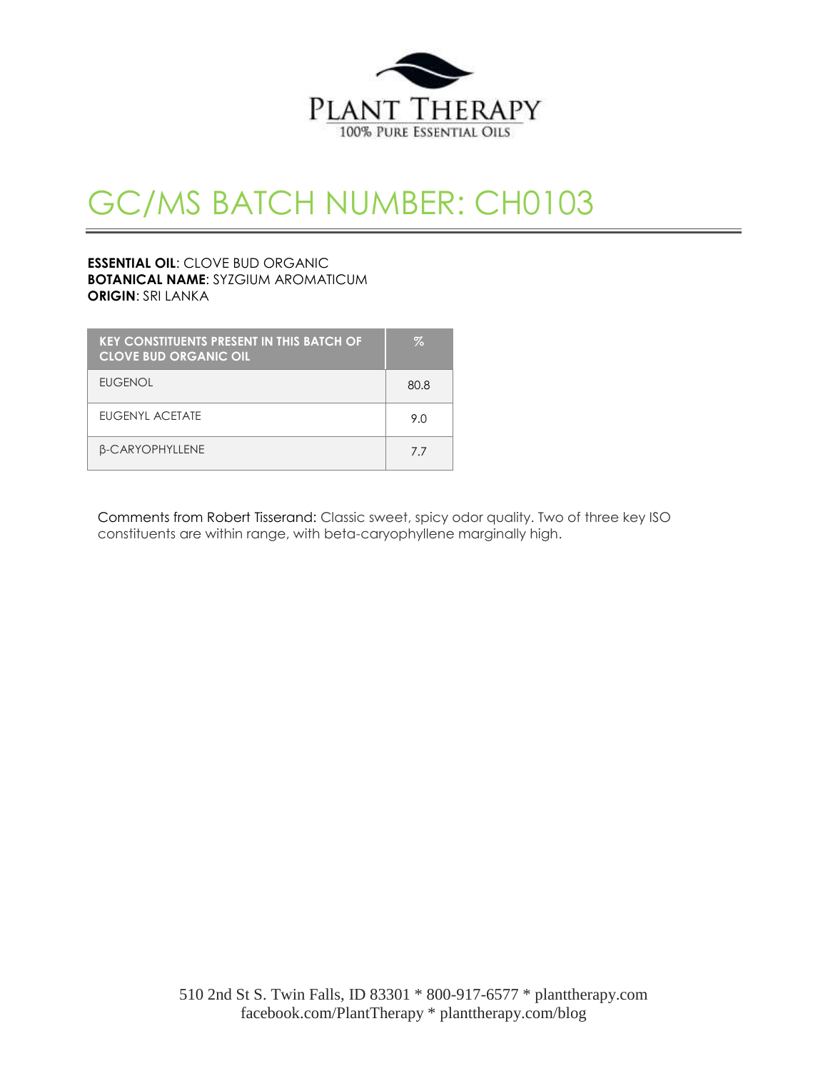PLANT THERAPY

100% PURE ESSENTIAL OILS

# GC/MS BATCH NUMBER: CH0103

**ESSENTIAL OIL**: CLOVE BUD ORGANIC
**BOTANICAL NAME**: SYZGIUM AROMATICUM
**ORIGIN**: SRI LANKA

| KEY CONSTITUENTS PRESENT IN THIS BATCH OF CLOVE BUD ORGANIC OIL | % |
|---|---|
| EUGENOL | 80.8 |
| EUGENYL ACETATE | 9.0 |
| β-CARYOPHYLLENE | 7.7 |

Comments from Robert Tisserand: Classic sweet, spicy odor quality. Two of three key ISO constituents are within range, with beta-caryophyllene marginally high.

510 2nd St S. Twin Falls, ID 83301 * 800-917-6577 * planttherapy.com
facebook.com/PlantTherapy * planttherapy.com/blog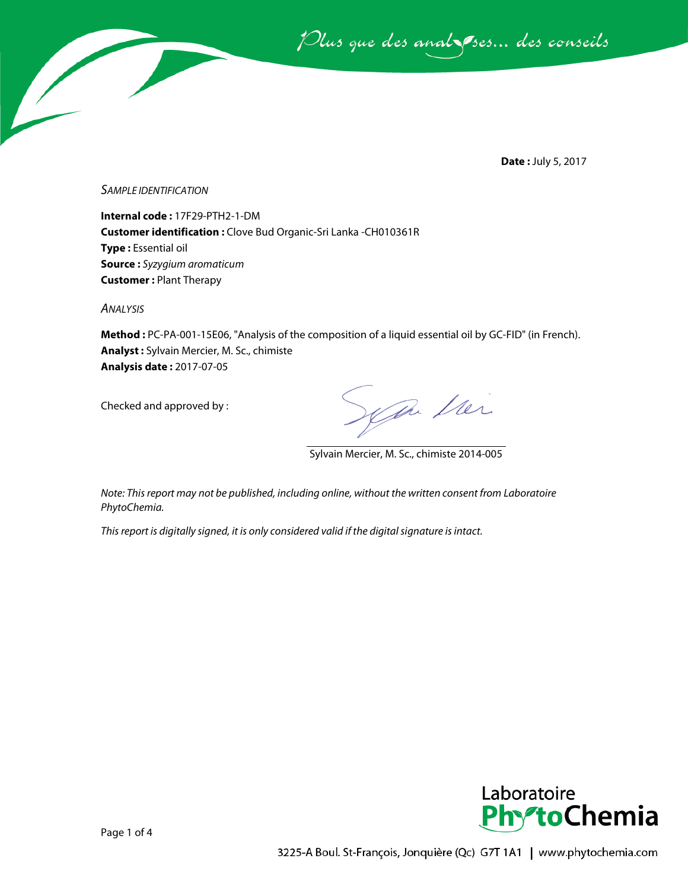**Date :** July 5, 2017

*Sample identification*

**Internal code :** 17F29-PTH2-1-DM
**Customer identification :** Clove Bud Organic-Sri Lanka -CH010361R
**Type :** Essential oil
**Source :** *Syzygium aromaticum*
**Customer :** Plant Therapy

*Analysis*

**Method :** PC-PA-001-15E06, "Analysis of the composition of a liquid essential oil by GC-FID" (in French).
**Analyst :** Sylvain Mercier, M. Sc., chimiste
**Analysis date :** 2017-07-05

Checked and approved by :

Sylvain Mercier, M. Sc., chimiste 2014-005

*Note: This report may not be published, including online, without the written consent from Laboratoire PhytoChemia.*

*This report is digitally signed, it is only considered valid if the digital signature is intact.*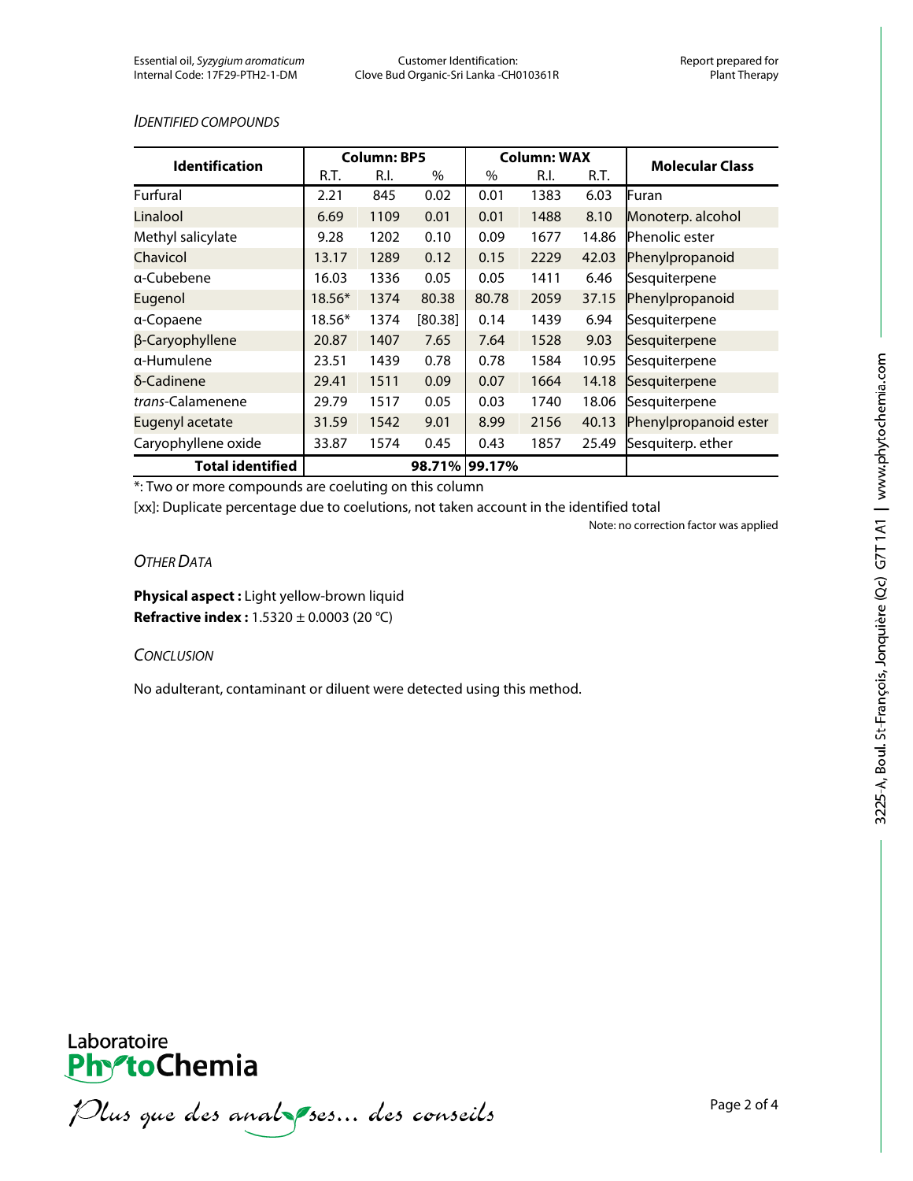Essential oil, *Syzygium aromaticum*
Internal Code: 17F29-PTH2-1-DM

Customer Identification:
Clove Bud Organic-Sri Lanka -CH010361R

Report prepared for
Plant Therapy

### *IDENTIFIED COMPOUNDS*

| Identification | Column: BP5 | | | Column: WAX | | | Molecular Class |
|---|---|---|---|---|---|---|---|
| | R.T. | R.I. | % | % | R.I. | R.T. | |
| Furfural | 2.21 | 845 | 0.02 | 0.01 | 1383 | 6.03 | Furan |
| Linalool | 6.69 | 1109 | 0.01 | 0.01 | 1488 | 8.10 | Monoterp. alcohol |
| Methyl salicylate | 9.28 | 1202 | 0.10 | 0.09 | 1677 | 14.86 | Phenolic ester |
| Chavicol | 13.17 | 1289 | 0.12 | 0.15 | 2229 | 42.03 | Phenylpropanoid |
| α-Cubebene | 16.03 | 1336 | 0.05 | 0.05 | 1411 | 6.46 | Sesquiterpene |
| Eugenol | 18.56* | 1374 | 80.38 | 80.78 | 2059 | 37.15 | Phenylpropanoid |
| α-Copaene | 18.56* | 1374 | [80.38] | 0.14 | 1439 | 6.94 | Sesquiterpene |
| β-Caryophyllene | 20.87 | 1407 | 7.65 | 7.64 | 1528 | 9.03 | Sesquiterpene |
| α-Humulene | 23.51 | 1439 | 0.78 | 0.78 | 1584 | 10.95 | Sesquiterpene |
| δ-Cadinene | 29.41 | 1511 | 0.09 | 0.07 | 1664 | 14.18 | Sesquiterpene |
| *trans*-Calamenene | 29.79 | 1517 | 0.05 | 0.03 | 1740 | 18.06 | Sesquiterpene |
| Eugenyl acetate | 31.59 | 1542 | 9.01 | 8.99 | 2156 | 40.13 | Phenylpropanoid ester |
| Caryophyllene oxide | 33.87 | 1574 | 0.45 | 0.43 | 1857 | 25.49 | Sesquiterp. ether |
| **Total identified** | | | **98.71%** | **99.17%** | | | |

*: Two or more compounds are coeluting on this column

[xx]: Duplicate percentage due to coelutions, not taken account in the identified total

Note: no correction factor was applied

### *OTHER DATA*

**Physical aspect :** Light yellow-brown liquid
**Refractive index :** 1.5320 ± 0.0003 (20 °C)

### *CONCLUSION*

No adulterant, contaminant or diluent were detected using this method.

Laboratoire PhytoChemia

*Plus que des analyses... des conseils*

3225-A, Boul. St-François, Jonquière (Qc) G7T 1A1 | www.phytochemia.com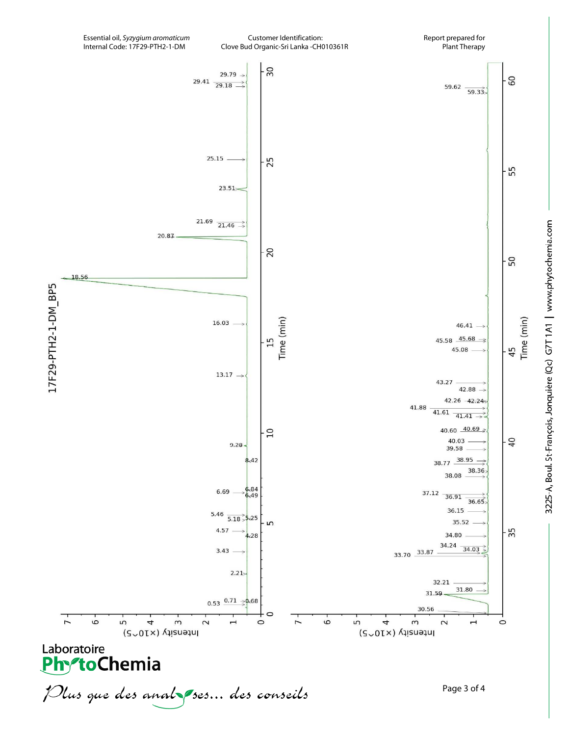Essential oil, *Syzygium aromaticum*
Internal Code: 17F29-PTH2-1-DM

Customer Identification:
Clove Bud Organic-Sri Lanka -CH010361R

Report prepared for
Plant Therapy

17F29-PTH2-1-DM_BP5

Intensity (x10^5)
0 1 2 3 4 5 6 7

Time (min)
0 5 10 15 20 25 30

0.53 0.71 0.68 2.21 3.43 4.28 4.57 5.18 5.25 5.46 6.49 6.69 6.84 8.42 9.20 13.17 16.03 18.56 20.87 21.46 21.69 23.51 25.15 29.18 29.41 29.79

Intensity (x10^5)
0 1 2 3 4 5 6 7

Time (min)
35 40 45 50 55 60

30.56 31.59 31.80 32.21 33.70 33.87 34.03 34.24 34.80 35.52 36.15 36.65 36.91 37.12 38.08 38.36 38.77 38.95 39.58 40.03 40.60 40.69 41.41 41.61 41.88 42.24 42.26 42.88 43.27 45.08 45.58 45.68 46.41 59.33 59.62

Laboratoire PhytoChemia

*Plus que des analyses... des conseils*

3225-A, Boul. St-François, Jonquière (Qc) G7T 1A1 | www.phytochemia.com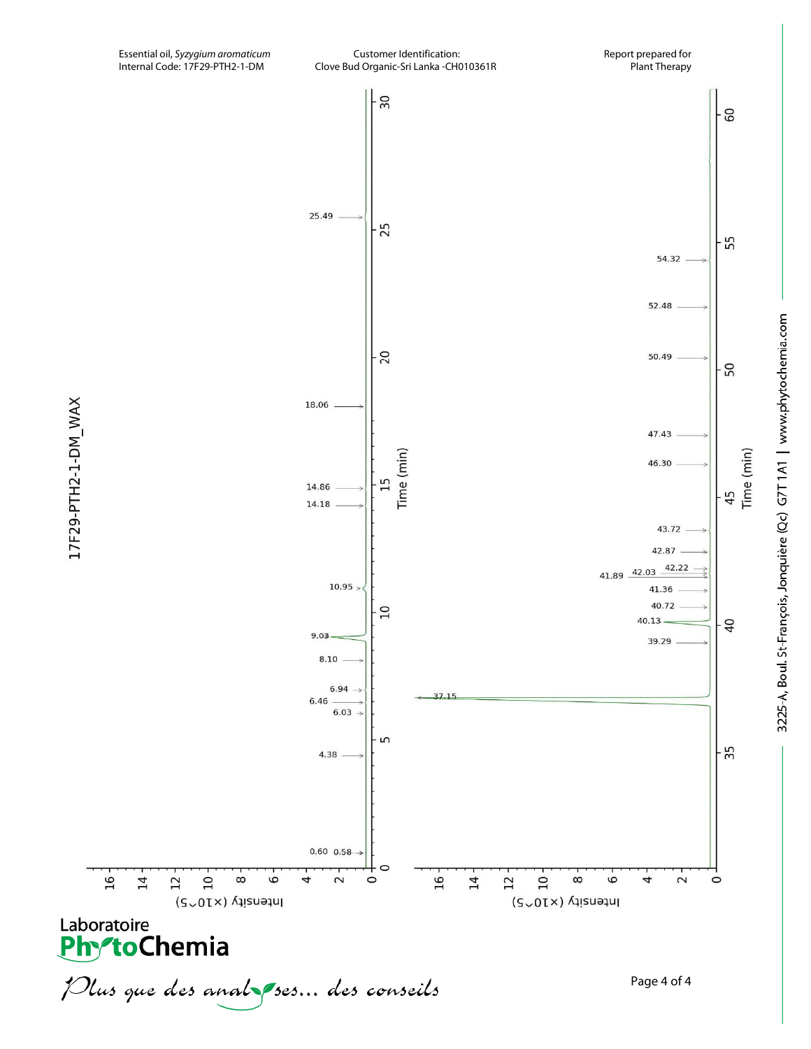Essential oil, *Syzygium aromaticum*
Internal Code: 17F29-PTH2-1-DM

Customer Identification:
Clove Bud Organic-Sri Lanka -CH010361R

Report prepared for
Plant Therapy

17F29-PTH2-1-DM_WAX

0.60 0.58
4.38
6.03
6.46
6.94
8.10
9.03
10.95
14.18
14.86
18.06
25.49

Time (min)
0 5 10 15 20 25 30

Intensity (x10^5)
0 2 4 6 8 10 12 14 16

37.15
39.29
40.13
40.72
41.36
41.89 42.03
42.22
42.87
43.72
46.30
47.43
50.49
52.48
54.32

Time (min)
35 40 45 50 55 60

Intensity (x10^5)
0 2 4 6 8 10 12 14 16

Laboratoire PhytoChemia

*Plus que des analyses... des conseils*

3225-A, Boul. St-François, Jonquière (Qc) G7T 1A1 | www.phytochemia.com